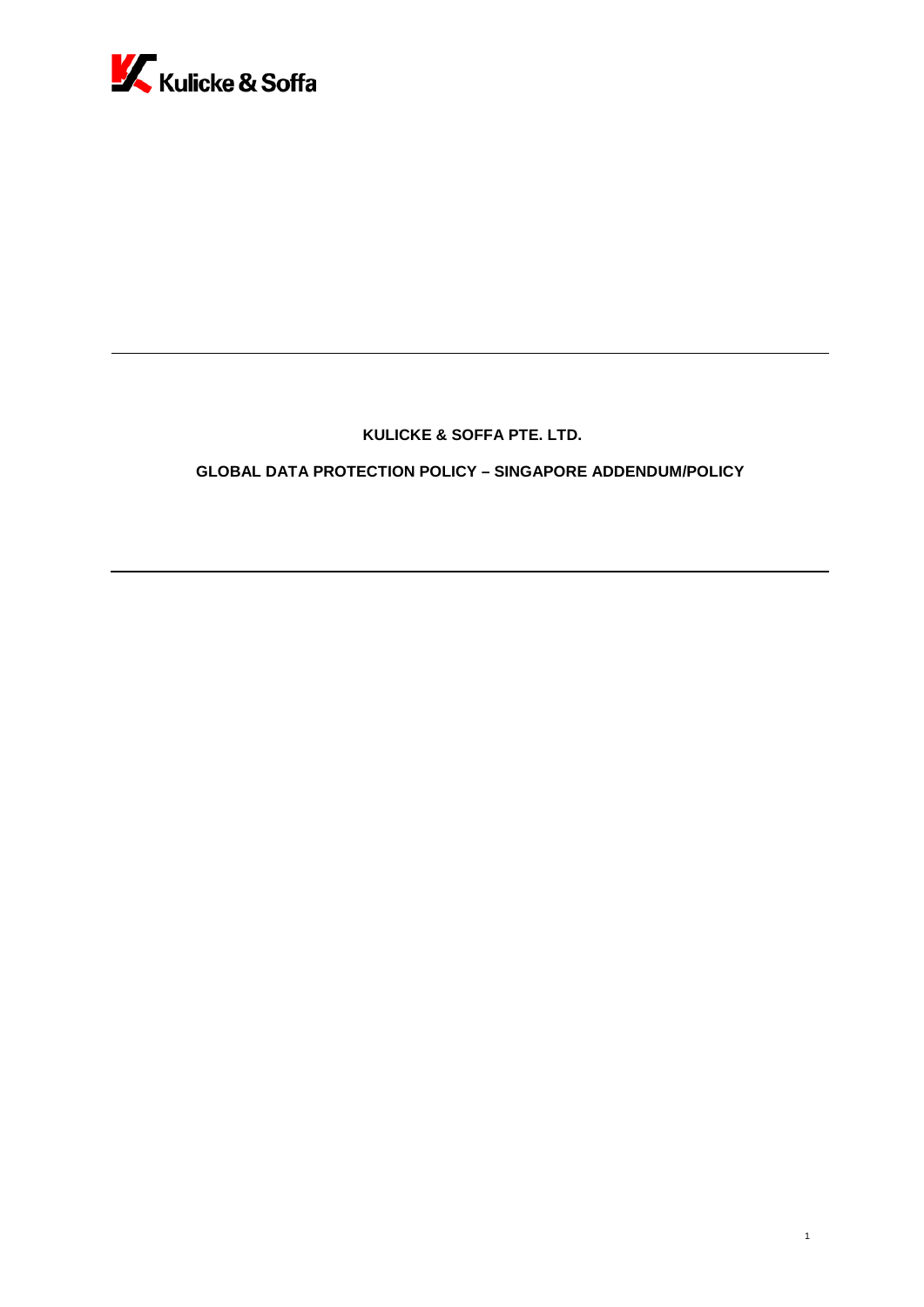**KULICKE & SOFFA PTE. LTD.**

**GLOBAL DATA PROTECTION POLICY – SINGAPORE ADDENDUM/POLICY**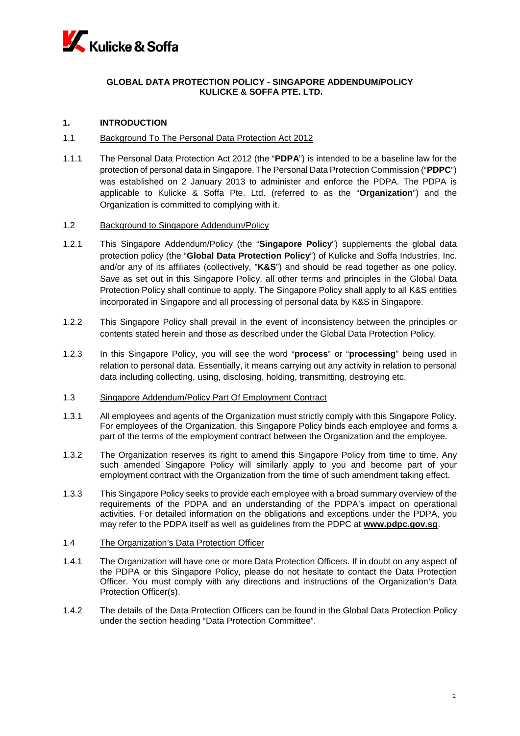**GLOBAL DATA PROTECTION POLICY - SINGAPORE ADDENDUM/POLICY**
**KULICKE & SOFFA PTE. LTD.**

## 1. INTRODUCTION

### 1.1 Background To The Personal Data Protection Act 2012

1.1.1 The Personal Data Protection Act 2012 (the "**PDPA**") is intended to be a baseline law for the protection of personal data in Singapore. The Personal Data Protection Commission ("**PDPC**") was established on 2 January 2013 to administer and enforce the PDPA. The PDPA is applicable to Kulicke & Soffa Pte. Ltd. (referred to as the "**Organization**") and the Organization is committed to complying with it.

### 1.2 Background to Singapore Addendum/Policy

1.2.1 This Singapore Addendum/Policy (the "**Singapore Policy**") supplements the global data protection policy (the "**Global Data Protection Policy**") of Kulicke and Soffa Industries, Inc. and/or any of its affiliates (collectively, "**K&S**") and should be read together as one policy. Save as set out in this Singapore Policy, all other terms and principles in the Global Data Protection Policy shall continue to apply. The Singapore Policy shall apply to all K&S entities incorporated in Singapore and all processing of personal data by K&S in Singapore.

1.2.2 This Singapore Policy shall prevail in the event of inconsistency between the principles or contents stated herein and those as described under the Global Data Protection Policy.

1.2.3 In this Singapore Policy, you will see the word "**process**" or "**processing**" being used in relation to personal data. Essentially, it means carrying out any activity in relation to personal data including collecting, using, disclosing, holding, transmitting, destroying etc.

### 1.3 Singapore Addendum/Policy Part Of Employment Contract

1.3.1 All employees and agents of the Organization must strictly comply with this Singapore Policy. For employees of the Organization, this Singapore Policy binds each employee and forms a part of the terms of the employment contract between the Organization and the employee.

1.3.2 The Organization reserves its right to amend this Singapore Policy from time to time. Any such amended Singapore Policy will similarly apply to you and become part of your employment contract with the Organization from the time of such amendment taking effect.

1.3.3 This Singapore Policy seeks to provide each employee with a broad summary overview of the requirements of the PDPA and an understanding of the PDPA's impact on operational activities. For detailed information on the obligations and exceptions under the PDPA, you may refer to the PDPA itself as well as guidelines from the PDPC at **www.pdpc.gov.sg**.

### 1.4 The Organization's Data Protection Officer

1.4.1 The Organization will have one or more Data Protection Officers. If in doubt on any aspect of the PDPA or this Singapore Policy, please do not hesitate to contact the Data Protection Officer. You must comply with any directions and instructions of the Organization's Data Protection Officer(s).

1.4.2 The details of the Data Protection Officers can be found in the Global Data Protection Policy under the section heading "Data Protection Committee".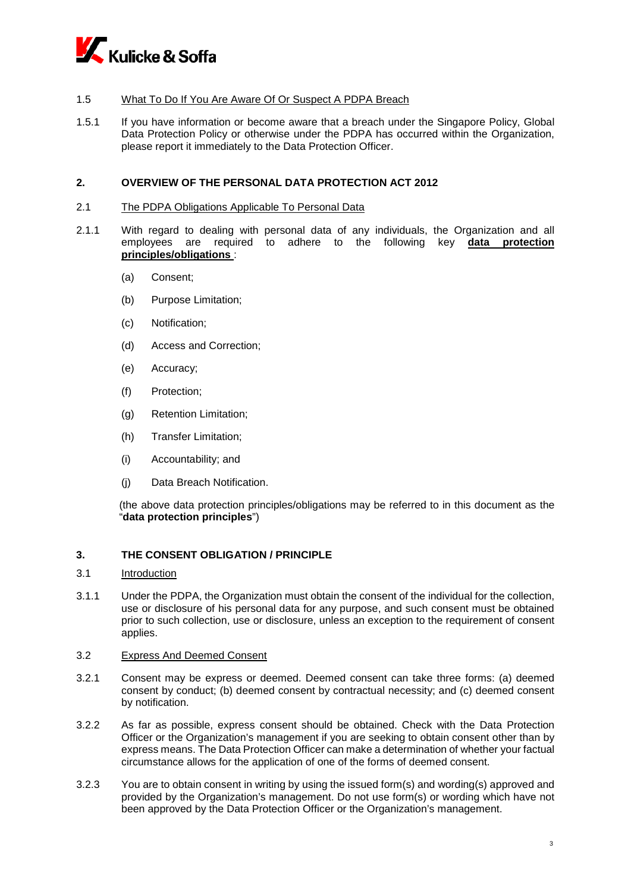1.5 What To Do If You Are Aware Of Or Suspect A PDPA Breach

1.5.1 If you have information or become aware that a breach under the Singapore Policy, Global Data Protection Policy or otherwise under the PDPA has occurred within the Organization, please report it immediately to the Data Protection Officer.

## 2. OVERVIEW OF THE PERSONAL DATA PROTECTION ACT 2012

2.1 The PDPA Obligations Applicable To Personal Data

2.1.1 With regard to dealing with personal data of any individuals, the Organization and all employees are required to adhere to the following key **data protection principles/obligations** :

(a) Consent;

(b) Purpose Limitation;

(c) Notification;

(d) Access and Correction;

(e) Accuracy;

(f) Protection;

(g) Retention Limitation;

(h) Transfer Limitation;

(i) Accountability; and

(j) Data Breach Notification.

(the above data protection principles/obligations may be referred to in this document as the "**data protection principles**")

## 3. THE CONSENT OBLIGATION / PRINCIPLE

3.1 Introduction

3.1.1 Under the PDPA, the Organization must obtain the consent of the individual for the collection, use or disclosure of his personal data for any purpose, and such consent must be obtained prior to such collection, use or disclosure, unless an exception to the requirement of consent applies.

3.2 Express And Deemed Consent

3.2.1 Consent may be express or deemed. Deemed consent can take three forms: (a) deemed consent by conduct; (b) deemed consent by contractual necessity; and (c) deemed consent by notification.

3.2.2 As far as possible, express consent should be obtained. Check with the Data Protection Officer or the Organization's management if you are seeking to obtain consent other than by express means. The Data Protection Officer can make a determination of whether your factual circumstance allows for the application of one of the forms of deemed consent.

3.2.3 You are to obtain consent in writing by using the issued form(s) and wording(s) approved and provided by the Organization's management. Do not use form(s) or wording which have not been approved by the Data Protection Officer or the Organization's management.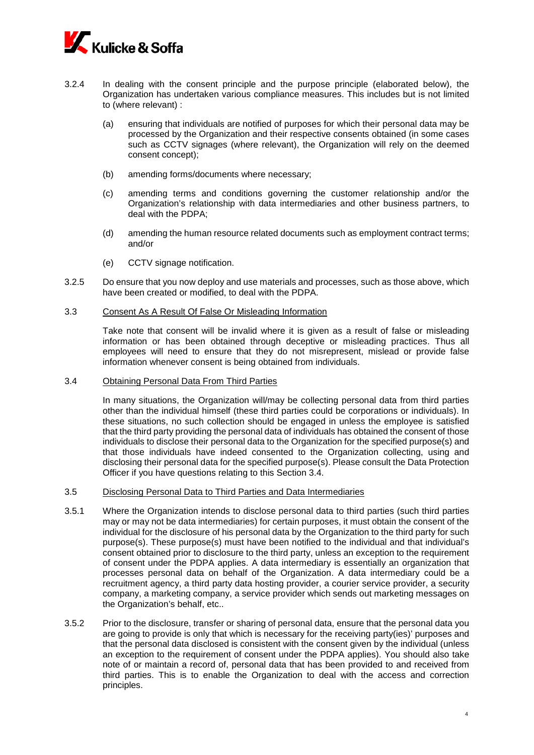3.2.4 In dealing with the consent principle and the purpose principle (elaborated below), the Organization has undertaken various compliance measures. This includes but is not limited to (where relevant) :

(a) ensuring that individuals are notified of purposes for which their personal data may be processed by the Organization and their respective consents obtained (in some cases such as CCTV signages (where relevant), the Organization will rely on the deemed consent concept);

(b) amending forms/documents where necessary;

(c) amending terms and conditions governing the customer relationship and/or the Organization's relationship with data intermediaries and other business partners, to deal with the PDPA;

(d) amending the human resource related documents such as employment contract terms; and/or

(e) CCTV signage notification.

3.2.5 Do ensure that you now deploy and use materials and processes, such as those above, which have been created or modified, to deal with the PDPA.

3.3 <u>Consent As A Result Of False Or Misleading Information</u>

Take note that consent will be invalid where it is given as a result of false or misleading information or has been obtained through deceptive or misleading practices. Thus all employees will need to ensure that they do not misrepresent, mislead or provide false information whenever consent is being obtained from individuals.

3.4 <u>Obtaining Personal Data From Third Parties</u>

In many situations, the Organization will/may be collecting personal data from third parties other than the individual himself (these third parties could be corporations or individuals). In these situations, no such collection should be engaged in unless the employee is satisfied that the third party providing the personal data of individuals has obtained the consent of those individuals to disclose their personal data to the Organization for the specified purpose(s) and that those individuals have indeed consented to the Organization collecting, using and disclosing their personal data for the specified purpose(s). Please consult the Data Protection Officer if you have questions relating to this Section 3.4.

3.5 <u>Disclosing Personal Data to Third Parties and Data Intermediaries</u>

3.5.1 Where the Organization intends to disclose personal data to third parties (such third parties may or may not be data intermediaries) for certain purposes, it must obtain the consent of the individual for the disclosure of his personal data by the Organization to the third party for such purpose(s). These purpose(s) must have been notified to the individual and that individual's consent obtained prior to disclosure to the third party, unless an exception to the requirement of consent under the PDPA applies. A data intermediary is essentially an organization that processes personal data on behalf of the Organization. A data intermediary could be a recruitment agency, a third party data hosting provider, a courier service provider, a security company, a marketing company, a service provider which sends out marketing messages on the Organization's behalf, etc..

3.5.2 Prior to the disclosure, transfer or sharing of personal data, ensure that the personal data you are going to provide is only that which is necessary for the receiving party(ies)' purposes and that the personal data disclosed is consistent with the consent given by the individual (unless an exception to the requirement of consent under the PDPA applies). You should also take note of or maintain a record of, personal data that has been provided to and received from third parties. This is to enable the Organization to deal with the access and correction principles.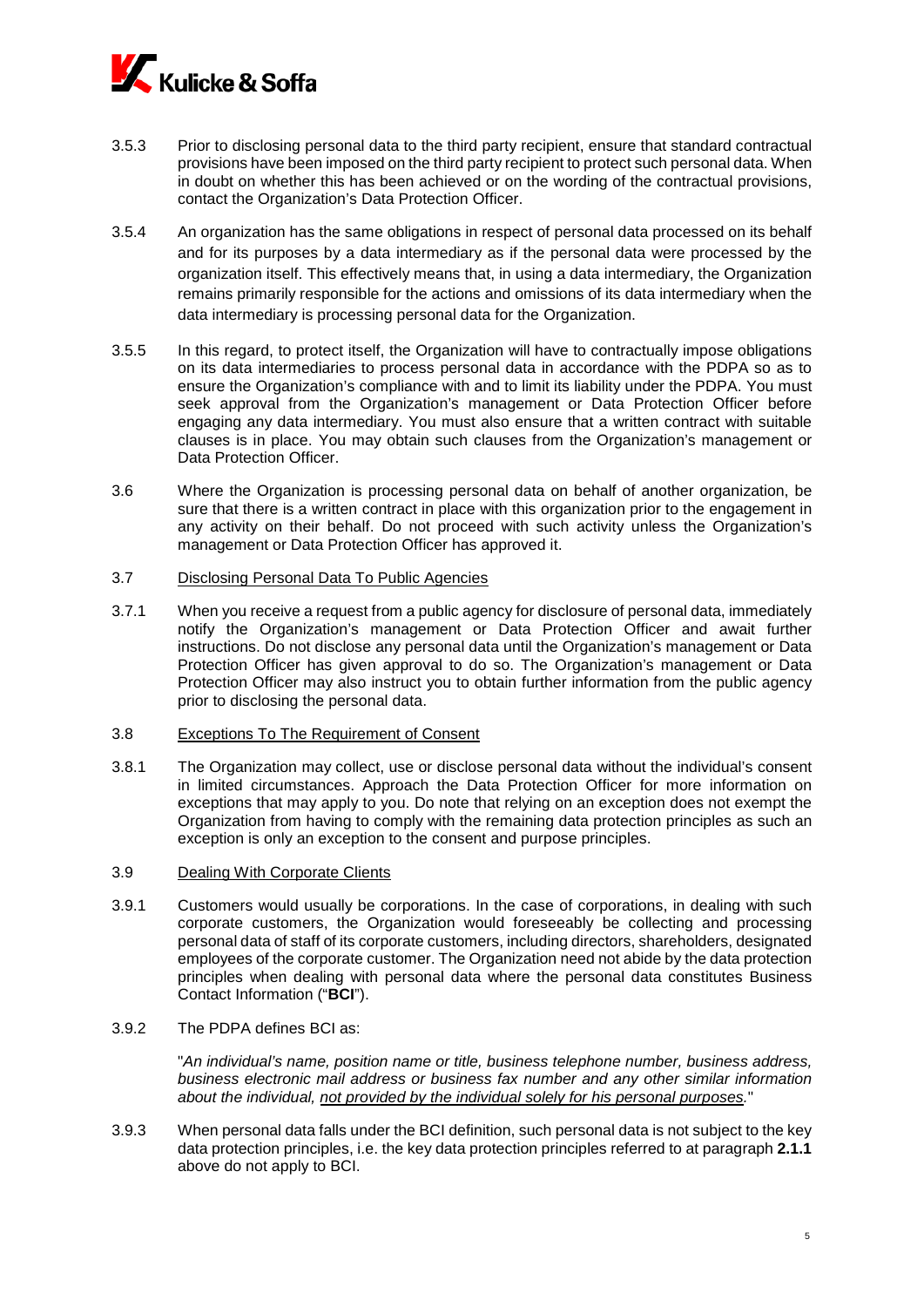3.5.3 Prior to disclosing personal data to the third party recipient, ensure that standard contractual provisions have been imposed on the third party recipient to protect such personal data. When in doubt on whether this has been achieved or on the wording of the contractual provisions, contact the Organization's Data Protection Officer.

3.5.4 An organization has the same obligations in respect of personal data processed on its behalf and for its purposes by a data intermediary as if the personal data were processed by the organization itself. This effectively means that, in using a data intermediary, the Organization remains primarily responsible for the actions and omissions of its data intermediary when the data intermediary is processing personal data for the Organization.

3.5.5 In this regard, to protect itself, the Organization will have to contractually impose obligations on its data intermediaries to process personal data in accordance with the PDPA so as to ensure the Organization's compliance with and to limit its liability under the PDPA. You must seek approval from the Organization's management or Data Protection Officer before engaging any data intermediary. You must also ensure that a written contract with suitable clauses is in place. You may obtain such clauses from the Organization's management or Data Protection Officer.

3.6 Where the Organization is processing personal data on behalf of another organization, be sure that there is a written contract in place with this organization prior to the engagement in any activity on their behalf. Do not proceed with such activity unless the Organization's management or Data Protection Officer has approved it.

3.7 Disclosing Personal Data To Public Agencies

3.7.1 When you receive a request from a public agency for disclosure of personal data, immediately notify the Organization's management or Data Protection Officer and await further instructions. Do not disclose any personal data until the Organization's management or Data Protection Officer has given approval to do so. The Organization's management or Data Protection Officer may also instruct you to obtain further information from the public agency prior to disclosing the personal data.

3.8 Exceptions To The Requirement of Consent

3.8.1 The Organization may collect, use or disclose personal data without the individual's consent in limited circumstances. Approach the Data Protection Officer for more information on exceptions that may apply to you. Do note that relying on an exception does not exempt the Organization from having to comply with the remaining data protection principles as such an exception is only an exception to the consent and purpose principles.

3.9 Dealing With Corporate Clients

3.9.1 Customers would usually be corporations. In the case of corporations, in dealing with such corporate customers, the Organization would foreseeably be collecting and processing personal data of staff of its corporate customers, including directors, shareholders, designated employees of the corporate customer. The Organization need not abide by the data protection principles when dealing with personal data where the personal data constitutes Business Contact Information ("**BCI**").

3.9.2 The PDPA defines BCI as:

"*An individual's name, position name or title, business telephone number, business address, business electronic mail address or business fax number and any other similar information about the individual, not provided by the individual solely for his personal purposes.*"

3.9.3 When personal data falls under the BCI definition, such personal data is not subject to the key data protection principles, i.e. the key data protection principles referred to at paragraph **2.1.1** above do not apply to BCI.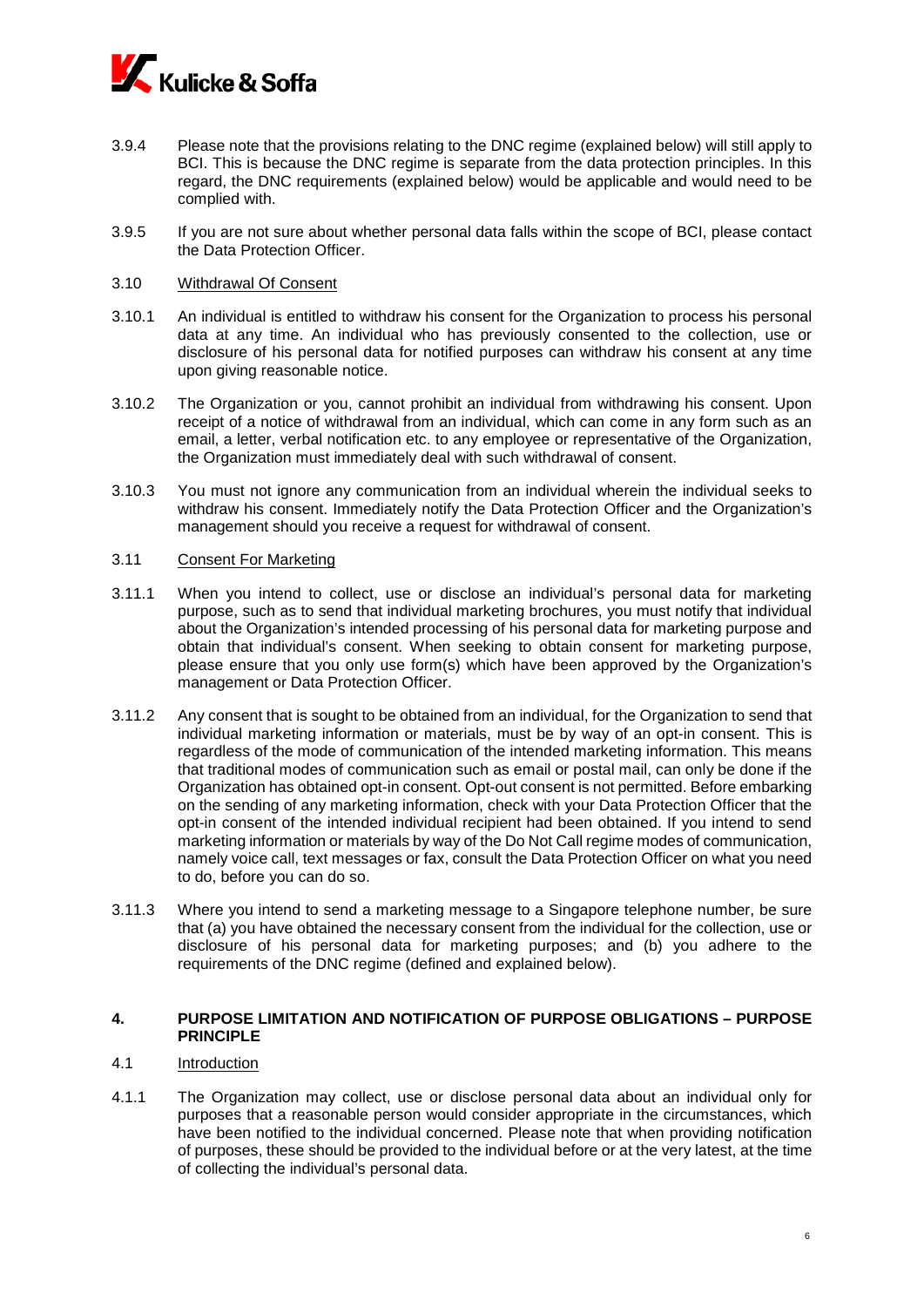3.9.4 Please note that the provisions relating to the DNC regime (explained below) will still apply to BCI. This is because the DNC regime is separate from the data protection principles. In this regard, the DNC requirements (explained below) would be applicable and would need to be complied with.

3.9.5 If you are not sure about whether personal data falls within the scope of BCI, please contact the Data Protection Officer.

3.10 Withdrawal Of Consent

3.10.1 An individual is entitled to withdraw his consent for the Organization to process his personal data at any time. An individual who has previously consented to the collection, use or disclosure of his personal data for notified purposes can withdraw his consent at any time upon giving reasonable notice.

3.10.2 The Organization or you, cannot prohibit an individual from withdrawing his consent. Upon receipt of a notice of withdrawal from an individual, which can come in any form such as an email, a letter, verbal notification etc. to any employee or representative of the Organization, the Organization must immediately deal with such withdrawal of consent.

3.10.3 You must not ignore any communication from an individual wherein the individual seeks to withdraw his consent. Immediately notify the Data Protection Officer and the Organization's management should you receive a request for withdrawal of consent.

3.11 Consent For Marketing

3.11.1 When you intend to collect, use or disclose an individual's personal data for marketing purpose, such as to send that individual marketing brochures, you must notify that individual about the Organization's intended processing of his personal data for marketing purpose and obtain that individual's consent. When seeking to obtain consent for marketing purpose, please ensure that you only use form(s) which have been approved by the Organization's management or Data Protection Officer.

3.11.2 Any consent that is sought to be obtained from an individual, for the Organization to send that individual marketing information or materials, must be by way of an opt-in consent. This is regardless of the mode of communication of the intended marketing information. This means that traditional modes of communication such as email or postal mail, can only be done if the Organization has obtained opt-in consent. Opt-out consent is not permitted. Before embarking on the sending of any marketing information, check with your Data Protection Officer that the opt-in consent of the intended individual recipient had been obtained. If you intend to send marketing information or materials by way of the Do Not Call regime modes of communication, namely voice call, text messages or fax, consult the Data Protection Officer on what you need to do, before you can do so.

3.11.3 Where you intend to send a marketing message to a Singapore telephone number, be sure that (a) you have obtained the necessary consent from the individual for the collection, use or disclosure of his personal data for marketing purposes; and (b) you adhere to the requirements of the DNC regime (defined and explained below).

## 4. PURPOSE LIMITATION AND NOTIFICATION OF PURPOSE OBLIGATIONS – PURPOSE PRINCIPLE

4.1 Introduction

4.1.1 The Organization may collect, use or disclose personal data about an individual only for purposes that a reasonable person would consider appropriate in the circumstances, which have been notified to the individual concerned. Please note that when providing notification of purposes, these should be provided to the individual before or at the very latest, at the time of collecting the individual's personal data.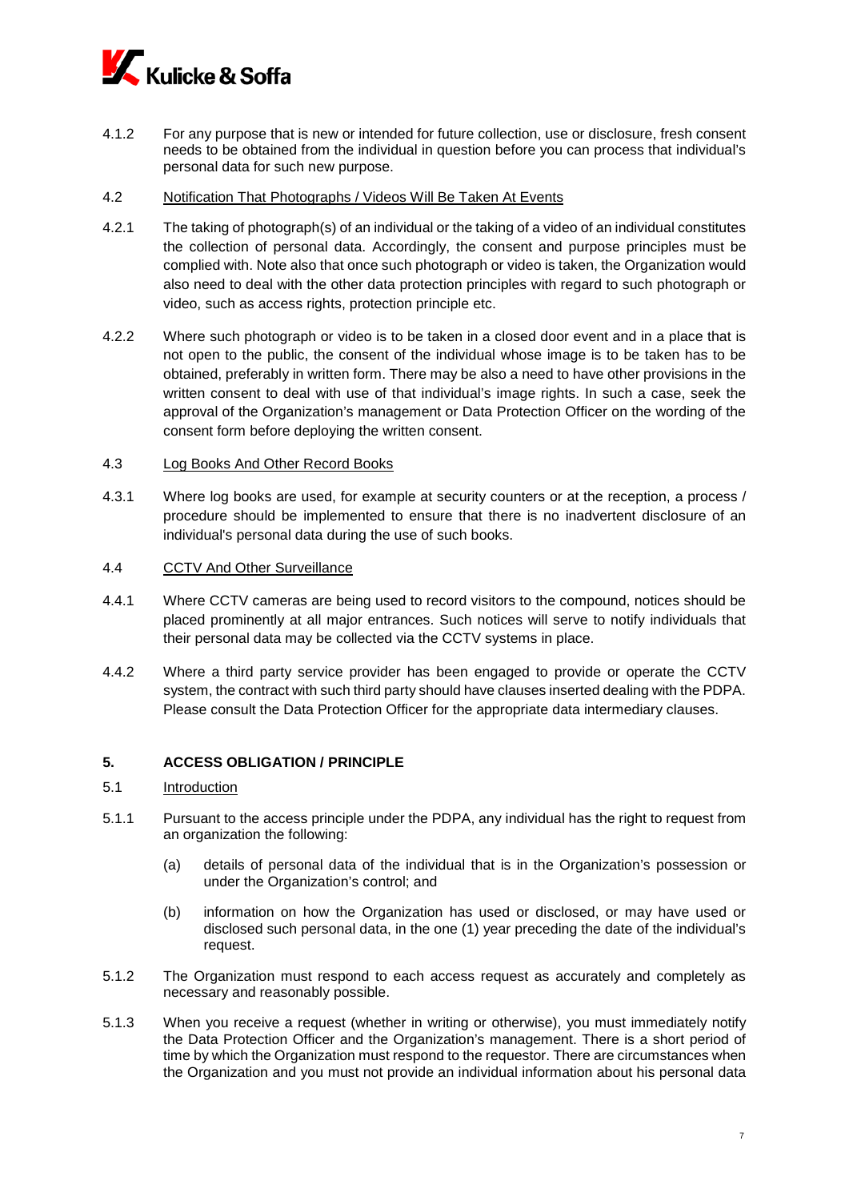4.1.2 For any purpose that is new or intended for future collection, use or disclosure, fresh consent needs to be obtained from the individual in question before you can process that individual's personal data for such new purpose.

4.2 Notification That Photographs / Videos Will Be Taken At Events

4.2.1 The taking of photograph(s) of an individual or the taking of a video of an individual constitutes the collection of personal data. Accordingly, the consent and purpose principles must be complied with. Note also that once such photograph or video is taken, the Organization would also need to deal with the other data protection principles with regard to such photograph or video, such as access rights, protection principle etc.

4.2.2 Where such photograph or video is to be taken in a closed door event and in a place that is not open to the public, the consent of the individual whose image is to be taken has to be obtained, preferably in written form. There may be also a need to have other provisions in the written consent to deal with use of that individual's image rights. In such a case, seek the approval of the Organization's management or Data Protection Officer on the wording of the consent form before deploying the written consent.

4.3 Log Books And Other Record Books

4.3.1 Where log books are used, for example at security counters or at the reception, a process / procedure should be implemented to ensure that there is no inadvertent disclosure of an individual's personal data during the use of such books.

4.4 CCTV And Other Surveillance

4.4.1 Where CCTV cameras are being used to record visitors to the compound, notices should be placed prominently at all major entrances. Such notices will serve to notify individuals that their personal data may be collected via the CCTV systems in place.

4.4.2 Where a third party service provider has been engaged to provide or operate the CCTV system, the contract with such third party should have clauses inserted dealing with the PDPA. Please consult the Data Protection Officer for the appropriate data intermediary clauses.

## 5. ACCESS OBLIGATION / PRINCIPLE

5.1 Introduction

5.1.1 Pursuant to the access principle under the PDPA, any individual has the right to request from an organization the following:

(a) details of personal data of the individual that is in the Organization's possession or under the Organization's control; and

(b) information on how the Organization has used or disclosed, or may have used or disclosed such personal data, in the one (1) year preceding the date of the individual's request.

5.1.2 The Organization must respond to each access request as accurately and completely as necessary and reasonably possible.

5.1.3 When you receive a request (whether in writing or otherwise), you must immediately notify the Data Protection Officer and the Organization's management. There is a short period of time by which the Organization must respond to the requestor. There are circumstances when the Organization and you must not provide an individual information about his personal data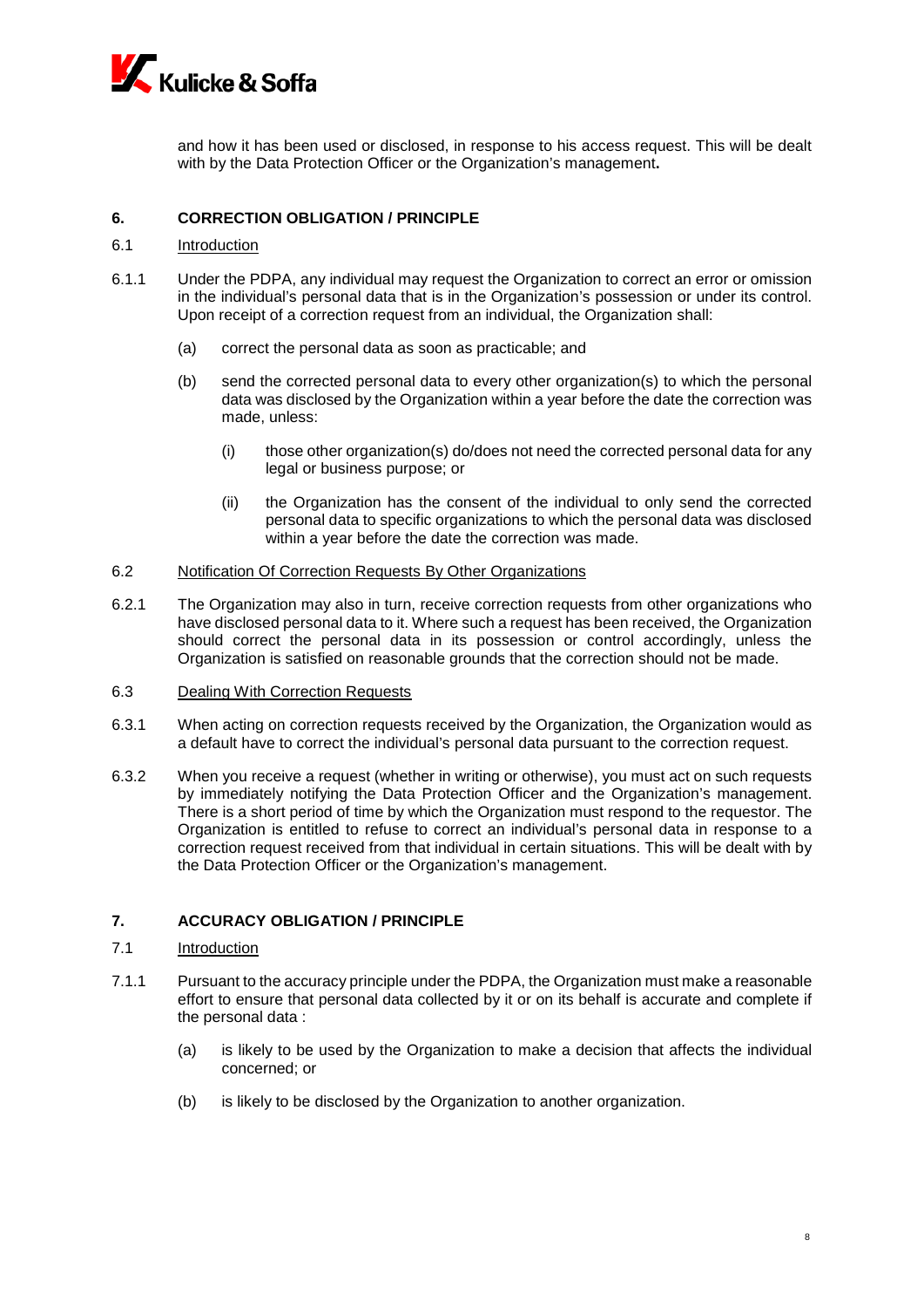and how it has been used or disclosed, in response to his access request. This will be dealt with by the Data Protection Officer or the Organization's management**.**

## 6. CORRECTION OBLIGATION / PRINCIPLE

6.1 Introduction

6.1.1 Under the PDPA, any individual may request the Organization to correct an error or omission in the individual's personal data that is in the Organization's possession or under its control. Upon receipt of a correction request from an individual, the Organization shall:

(a) correct the personal data as soon as practicable; and

(b) send the corrected personal data to every other organization(s) to which the personal data was disclosed by the Organization within a year before the date the correction was made, unless:

(i) those other organization(s) do/does not need the corrected personal data for any legal or business purpose; or

(ii) the Organization has the consent of the individual to only send the corrected personal data to specific organizations to which the personal data was disclosed within a year before the date the correction was made.

6.2 Notification Of Correction Requests By Other Organizations

6.2.1 The Organization may also in turn, receive correction requests from other organizations who have disclosed personal data to it. Where such a request has been received, the Organization should correct the personal data in its possession or control accordingly, unless the Organization is satisfied on reasonable grounds that the correction should not be made.

6.3 Dealing With Correction Requests

6.3.1 When acting on correction requests received by the Organization, the Organization would as a default have to correct the individual's personal data pursuant to the correction request.

6.3.2 When you receive a request (whether in writing or otherwise), you must act on such requests by immediately notifying the Data Protection Officer and the Organization's management. There is a short period of time by which the Organization must respond to the requestor. The Organization is entitled to refuse to correct an individual's personal data in response to a correction request received from that individual in certain situations. This will be dealt with by the Data Protection Officer or the Organization's management.

## 7. ACCURACY OBLIGATION / PRINCIPLE

7.1 Introduction

7.1.1 Pursuant to the accuracy principle under the PDPA, the Organization must make a reasonable effort to ensure that personal data collected by it or on its behalf is accurate and complete if the personal data :

(a) is likely to be used by the Organization to make a decision that affects the individual concerned; or

(b) is likely to be disclosed by the Organization to another organization.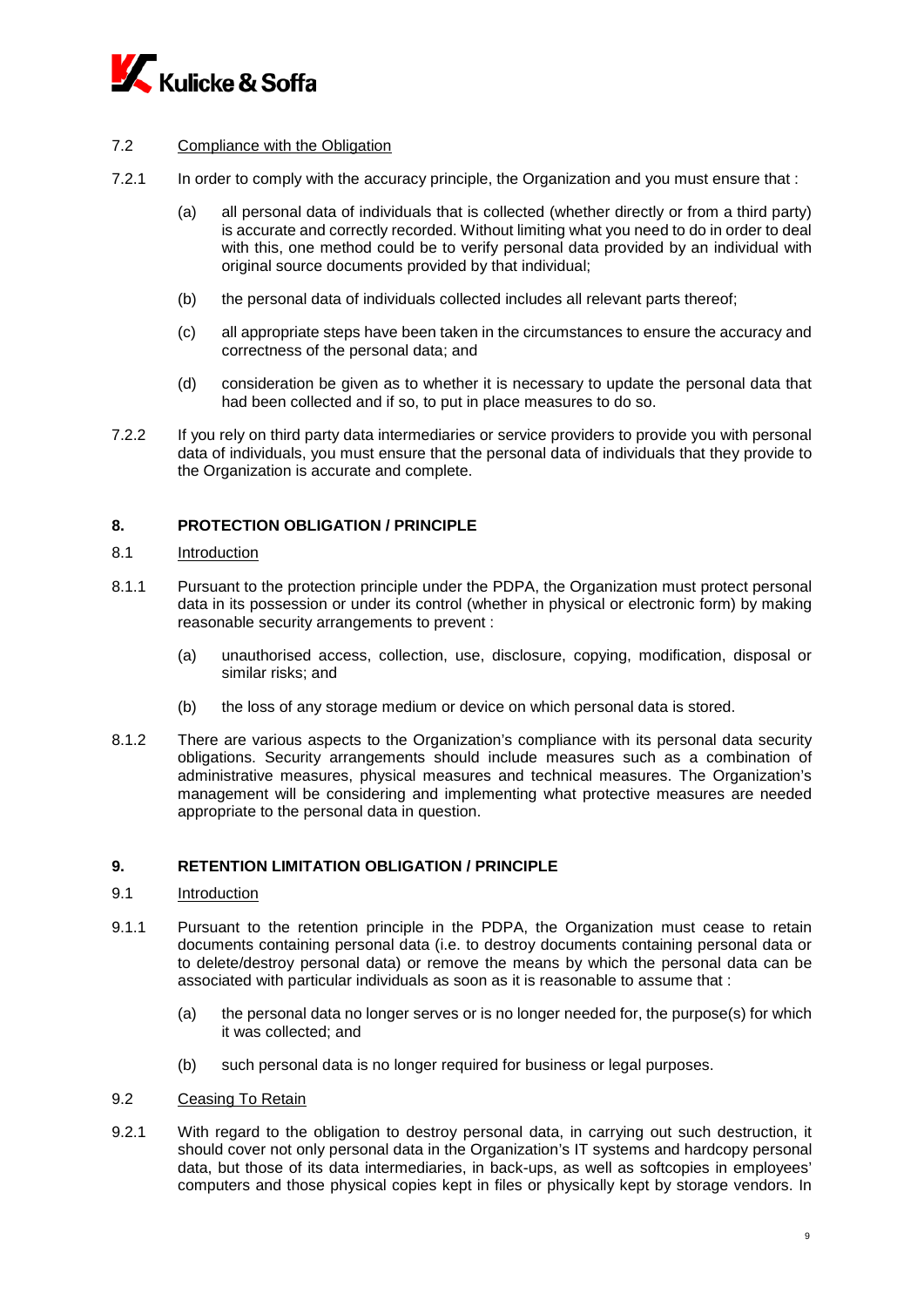7.2 Compliance with the Obligation

7.2.1 In order to comply with the accuracy principle, the Organization and you must ensure that :

(a) all personal data of individuals that is collected (whether directly or from a third party) is accurate and correctly recorded. Without limiting what you need to do in order to deal with this, one method could be to verify personal data provided by an individual with original source documents provided by that individual;

(b) the personal data of individuals collected includes all relevant parts thereof;

(c) all appropriate steps have been taken in the circumstances to ensure the accuracy and correctness of the personal data; and

(d) consideration be given as to whether it is necessary to update the personal data that had been collected and if so, to put in place measures to do so.

7.2.2 If you rely on third party data intermediaries or service providers to provide you with personal data of individuals, you must ensure that the personal data of individuals that they provide to the Organization is accurate and complete.

## 8. PROTECTION OBLIGATION / PRINCIPLE

8.1 Introduction

8.1.1 Pursuant to the protection principle under the PDPA, the Organization must protect personal data in its possession or under its control (whether in physical or electronic form) by making reasonable security arrangements to prevent :

(a) unauthorised access, collection, use, disclosure, copying, modification, disposal or similar risks; and

(b) the loss of any storage medium or device on which personal data is stored.

8.1.2 There are various aspects to the Organization's compliance with its personal data security obligations. Security arrangements should include measures such as a combination of administrative measures, physical measures and technical measures. The Organization's management will be considering and implementing what protective measures are needed appropriate to the personal data in question.

## 9. RETENTION LIMITATION OBLIGATION / PRINCIPLE

9.1 Introduction

9.1.1 Pursuant to the retention principle in the PDPA, the Organization must cease to retain documents containing personal data (i.e. to destroy documents containing personal data or to delete/destroy personal data) or remove the means by which the personal data can be associated with particular individuals as soon as it is reasonable to assume that :

(a) the personal data no longer serves or is no longer needed for, the purpose(s) for which it was collected; and

(b) such personal data is no longer required for business or legal purposes.

9.2 Ceasing To Retain

9.2.1 With regard to the obligation to destroy personal data, in carrying out such destruction, it should cover not only personal data in the Organization's IT systems and hardcopy personal data, but those of its data intermediaries, in back-ups, as well as softcopies in employees' computers and those physical copies kept in files or physically kept by storage vendors. In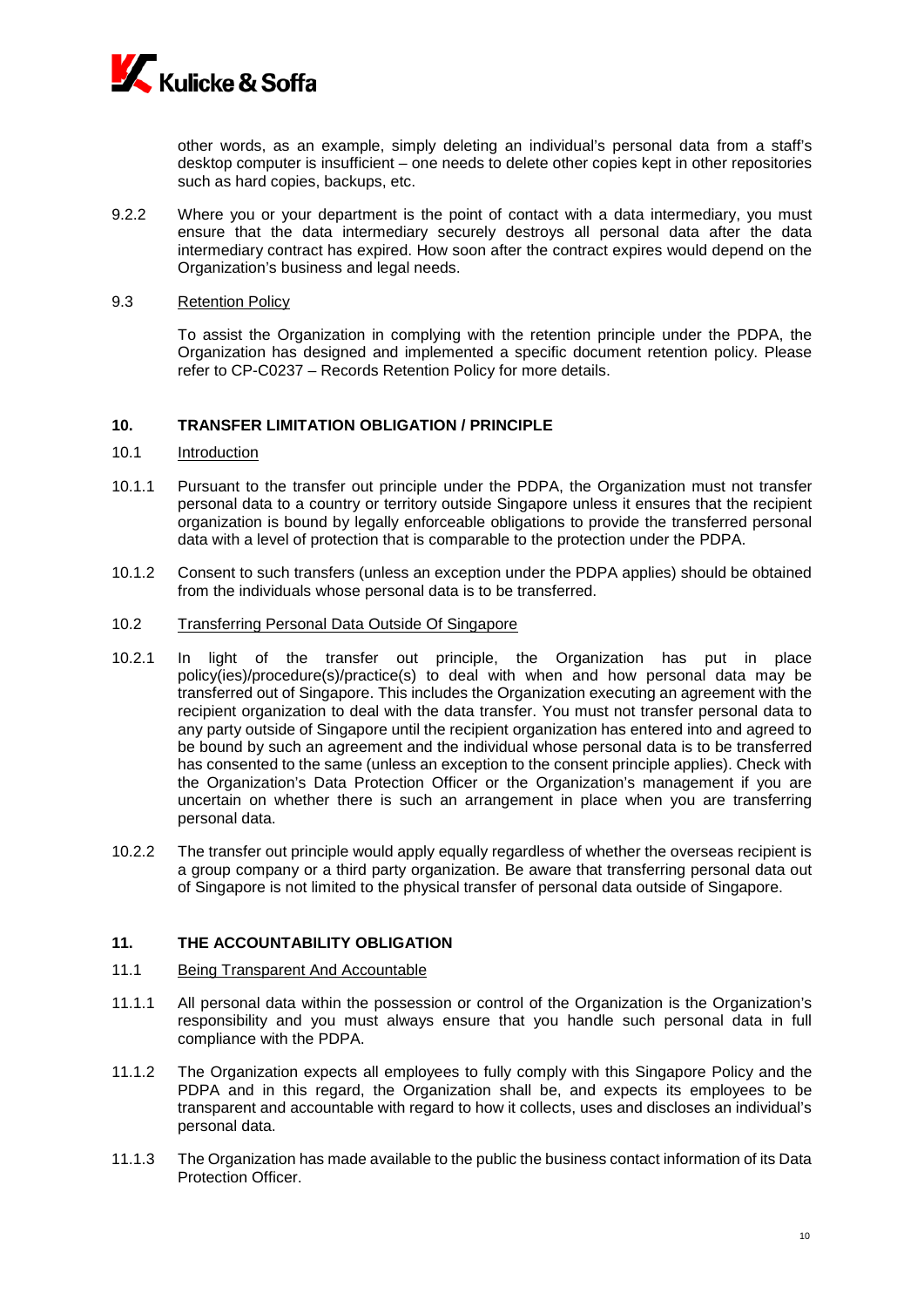other words, as an example, simply deleting an individual's personal data from a staff's desktop computer is insufficient – one needs to delete other copies kept in other repositories such as hard copies, backups, etc.

9.2.2 Where you or your department is the point of contact with a data intermediary, you must ensure that the data intermediary securely destroys all personal data after the data intermediary contract has expired. How soon after the contract expires would depend on the Organization's business and legal needs.

9.3 <u>Retention Policy</u>

To assist the Organization in complying with the retention principle under the PDPA, the Organization has designed and implemented a specific document retention policy. Please refer to CP-C0237 – Records Retention Policy for more details.

## 10. TRANSFER LIMITATION OBLIGATION / PRINCIPLE

10.1 <u>Introduction</u>

10.1.1 Pursuant to the transfer out principle under the PDPA, the Organization must not transfer personal data to a country or territory outside Singapore unless it ensures that the recipient organization is bound by legally enforceable obligations to provide the transferred personal data with a level of protection that is comparable to the protection under the PDPA.

10.1.2 Consent to such transfers (unless an exception under the PDPA applies) should be obtained from the individuals whose personal data is to be transferred.

10.2 <u>Transferring Personal Data Outside Of Singapore</u>

10.2.1 In light of the transfer out principle, the Organization has put in place policy(ies)/procedure(s)/practice(s) to deal with when and how personal data may be transferred out of Singapore. This includes the Organization executing an agreement with the recipient organization to deal with the data transfer. You must not transfer personal data to any party outside of Singapore until the recipient organization has entered into and agreed to be bound by such an agreement and the individual whose personal data is to be transferred has consented to the same (unless an exception to the consent principle applies). Check with the Organization's Data Protection Officer or the Organization's management if you are uncertain on whether there is such an arrangement in place when you are transferring personal data.

10.2.2 The transfer out principle would apply equally regardless of whether the overseas recipient is a group company or a third party organization. Be aware that transferring personal data out of Singapore is not limited to the physical transfer of personal data outside of Singapore.

## 11. THE ACCOUNTABILITY OBLIGATION

11.1 <u>Being Transparent And Accountable</u>

11.1.1 All personal data within the possession or control of the Organization is the Organization's responsibility and you must always ensure that you handle such personal data in full compliance with the PDPA.

11.1.2 The Organization expects all employees to fully comply with this Singapore Policy and the PDPA and in this regard, the Organization shall be, and expects its employees to be transparent and accountable with regard to how it collects, uses and discloses an individual's personal data.

11.1.3 The Organization has made available to the public the business contact information of its Data Protection Officer.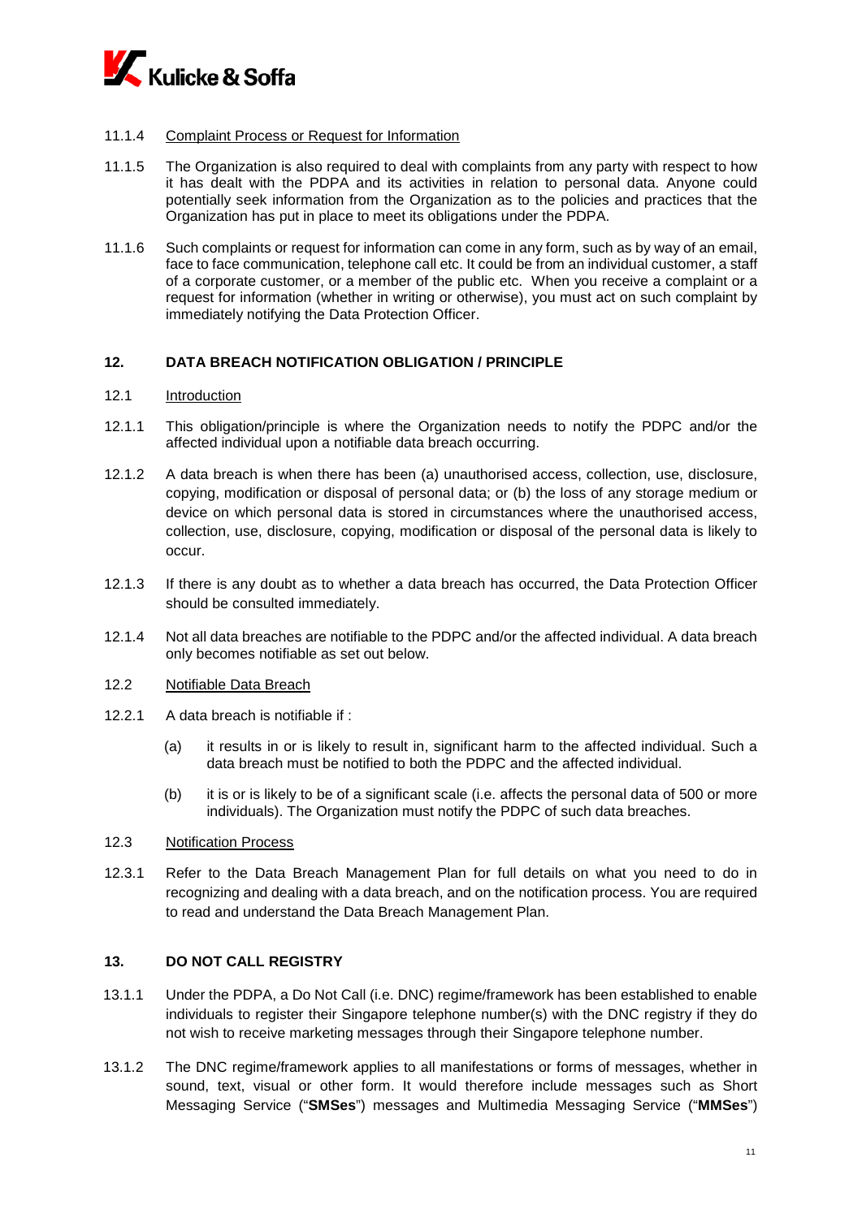11.1.4 Complaint Process or Request for Information

11.1.5 The Organization is also required to deal with complaints from any party with respect to how it has dealt with the PDPA and its activities in relation to personal data. Anyone could potentially seek information from the Organization as to the policies and practices that the Organization has put in place to meet its obligations under the PDPA.

11.1.6 Such complaints or request for information can come in any form, such as by way of an email, face to face communication, telephone call etc. It could be from an individual customer, a staff of a corporate customer, or a member of the public etc. When you receive a complaint or a request for information (whether in writing or otherwise), you must act on such complaint by immediately notifying the Data Protection Officer.

## 12. DATA BREACH NOTIFICATION OBLIGATION / PRINCIPLE

12.1 Introduction

12.1.1 This obligation/principle is where the Organization needs to notify the PDPC and/or the affected individual upon a notifiable data breach occurring.

12.1.2 A data breach is when there has been (a) unauthorised access, collection, use, disclosure, copying, modification or disposal of personal data; or (b) the loss of any storage medium or device on which personal data is stored in circumstances where the unauthorised access, collection, use, disclosure, copying, modification or disposal of the personal data is likely to occur.

12.1.3 If there is any doubt as to whether a data breach has occurred, the Data Protection Officer should be consulted immediately.

12.1.4 Not all data breaches are notifiable to the PDPC and/or the affected individual. A data breach only becomes notifiable as set out below.

12.2 Notifiable Data Breach

12.2.1 A data breach is notifiable if :

(a) it results in or is likely to result in, significant harm to the affected individual. Such a data breach must be notified to both the PDPC and the affected individual.

(b) it is or is likely to be of a significant scale (i.e. affects the personal data of 500 or more individuals). The Organization must notify the PDPC of such data breaches.

12.3 Notification Process

12.3.1 Refer to the Data Breach Management Plan for full details on what you need to do in recognizing and dealing with a data breach, and on the notification process. You are required to read and understand the Data Breach Management Plan.

## 13. DO NOT CALL REGISTRY

13.1.1 Under the PDPA, a Do Not Call (i.e. DNC) regime/framework has been established to enable individuals to register their Singapore telephone number(s) with the DNC registry if they do not wish to receive marketing messages through their Singapore telephone number.

13.1.2 The DNC regime/framework applies to all manifestations or forms of messages, whether in sound, text, visual or other form. It would therefore include messages such as Short Messaging Service ("**SMSes**") messages and Multimedia Messaging Service ("**MMSes**")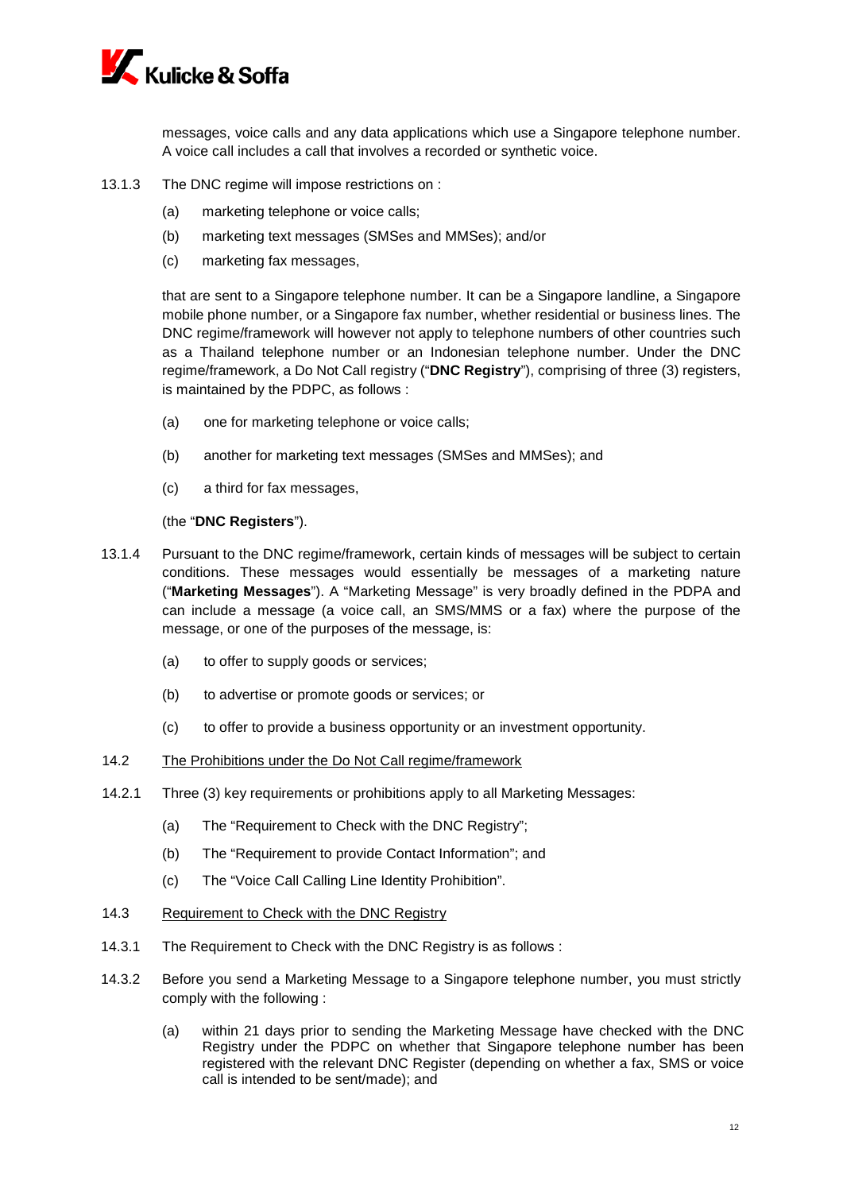messages, voice calls and any data applications which use a Singapore telephone number. A voice call includes a call that involves a recorded or synthetic voice.

13.1.3 The DNC regime will impose restrictions on :

(a) marketing telephone or voice calls;

(b) marketing text messages (SMSes and MMSes); and/or

(c) marketing fax messages,

that are sent to a Singapore telephone number. It can be a Singapore landline, a Singapore mobile phone number, or a Singapore fax number, whether residential or business lines. The DNC regime/framework will however not apply to telephone numbers of other countries such as a Thailand telephone number or an Indonesian telephone number. Under the DNC regime/framework, a Do Not Call registry ("**DNC Registry**"), comprising of three (3) registers, is maintained by the PDPC, as follows :

(a) one for marketing telephone or voice calls;

(b) another for marketing text messages (SMSes and MMSes); and

(c) a third for fax messages,

(the "**DNC Registers**").

13.1.4 Pursuant to the DNC regime/framework, certain kinds of messages will be subject to certain conditions. These messages would essentially be messages of a marketing nature ("**Marketing Messages**"). A "Marketing Message" is very broadly defined in the PDPA and can include a message (a voice call, an SMS/MMS or a fax) where the purpose of the message, or one of the purposes of the message, is:

(a) to offer to supply goods or services;

(b) to advertise or promote goods or services; or

(c) to offer to provide a business opportunity or an investment opportunity.

14.2 <u>The Prohibitions under the Do Not Call regime/framework</u>

14.2.1 Three (3) key requirements or prohibitions apply to all Marketing Messages:

(a) The "Requirement to Check with the DNC Registry";

(b) The "Requirement to provide Contact Information"; and

(c) The "Voice Call Calling Line Identity Prohibition".

14.3 <u>Requirement to Check with the DNC Registry</u>

14.3.1 The Requirement to Check with the DNC Registry is as follows :

14.3.2 Before you send a Marketing Message to a Singapore telephone number, you must strictly comply with the following :

(a) within 21 days prior to sending the Marketing Message have checked with the DNC Registry under the PDPC on whether that Singapore telephone number has been registered with the relevant DNC Register (depending on whether a fax, SMS or voice call is intended to be sent/made); and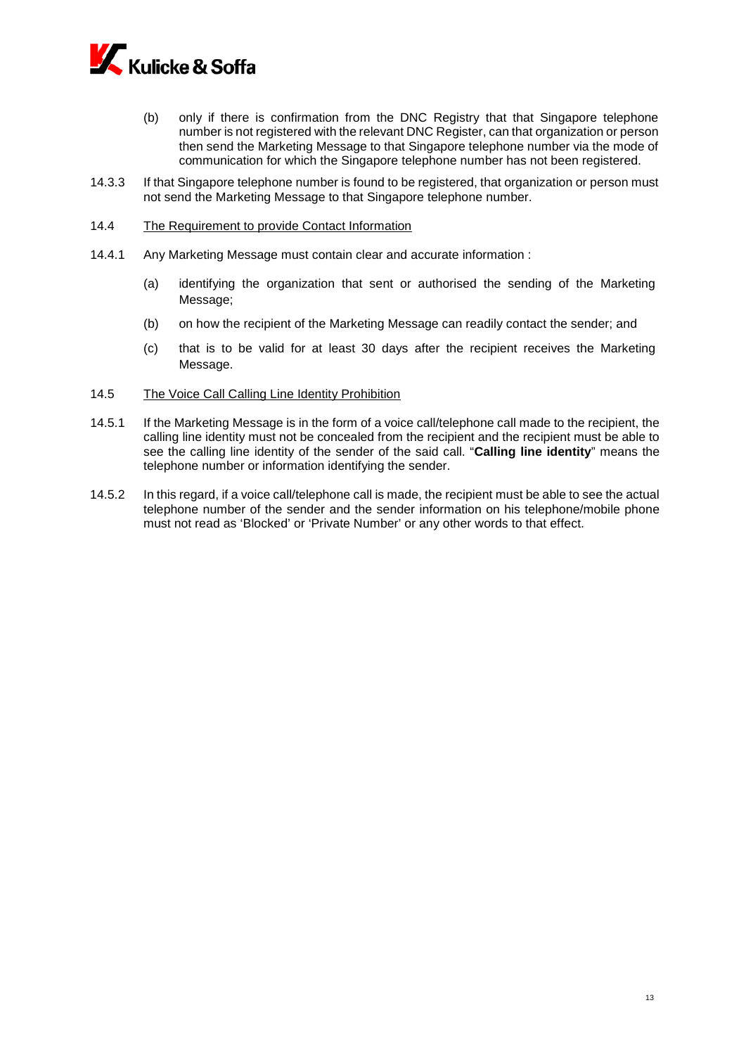(b) only if there is confirmation from the DNC Registry that that Singapore telephone number is not registered with the relevant DNC Register, can that organization or person then send the Marketing Message to that Singapore telephone number via the mode of communication for which the Singapore telephone number has not been registered.

14.3.3 If that Singapore telephone number is found to be registered, that organization or person must not send the Marketing Message to that Singapore telephone number.

14.4 The Requirement to provide Contact Information

14.4.1 Any Marketing Message must contain clear and accurate information :

(a) identifying the organization that sent or authorised the sending of the Marketing Message;

(b) on how the recipient of the Marketing Message can readily contact the sender; and

(c) that is to be valid for at least 30 days after the recipient receives the Marketing Message.

14.5 The Voice Call Calling Line Identity Prohibition

14.5.1 If the Marketing Message is in the form of a voice call/telephone call made to the recipient, the calling line identity must not be concealed from the recipient and the recipient must be able to see the calling line identity of the sender of the said call. "**Calling line identity**" means the telephone number or information identifying the sender.

14.5.2 In this regard, if a voice call/telephone call is made, the recipient must be able to see the actual telephone number of the sender and the sender information on his telephone/mobile phone must not read as 'Blocked' or 'Private Number' or any other words to that effect.